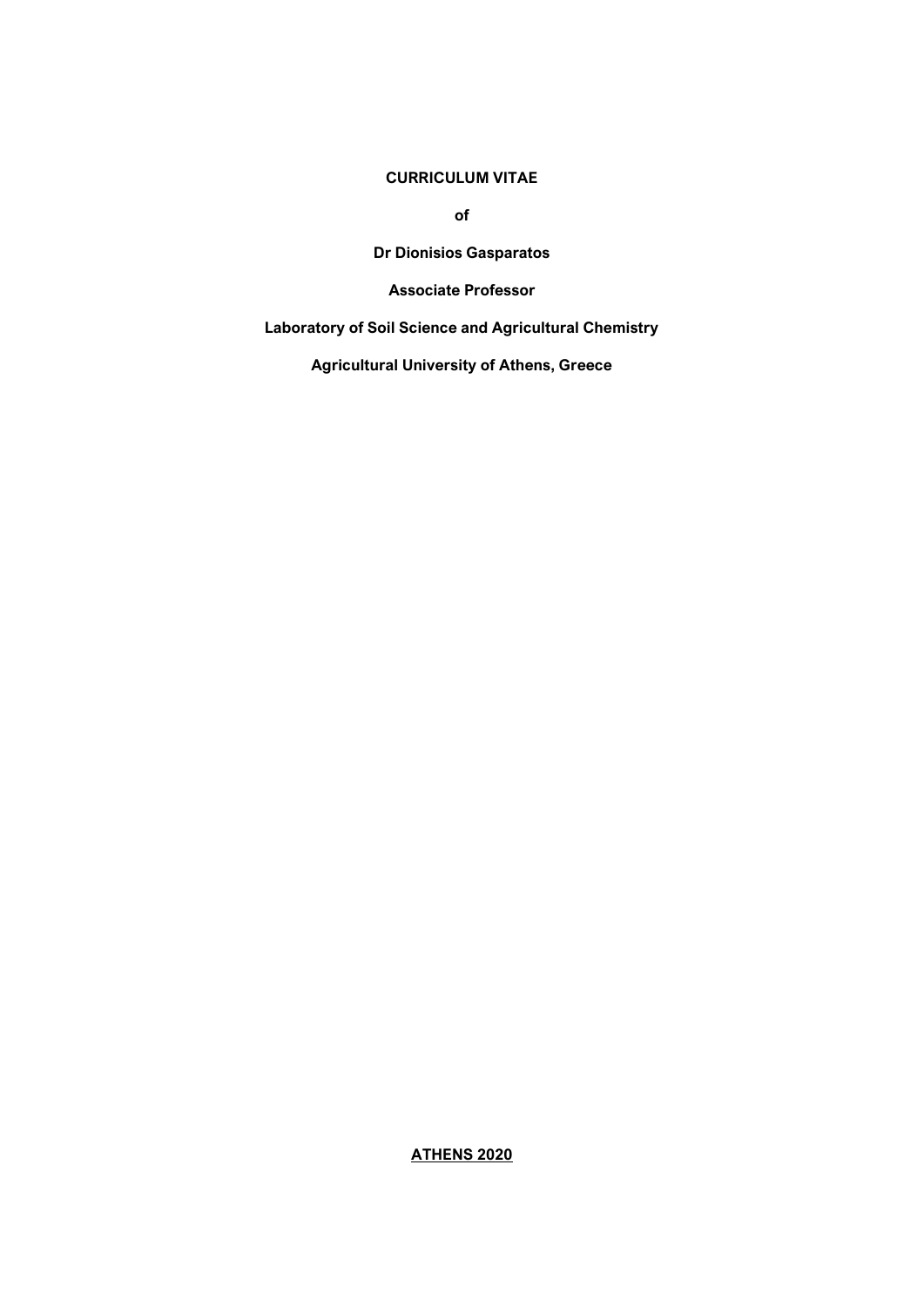# CURRICULUM VITAE

**of**

**Dr Dionisios Gasparatos**

**Associate Professor**

**Laboratory of Soil Science and Agricultural Chemistry**

**Agricultural University of Athens, Greece**

**ATHENS 2020**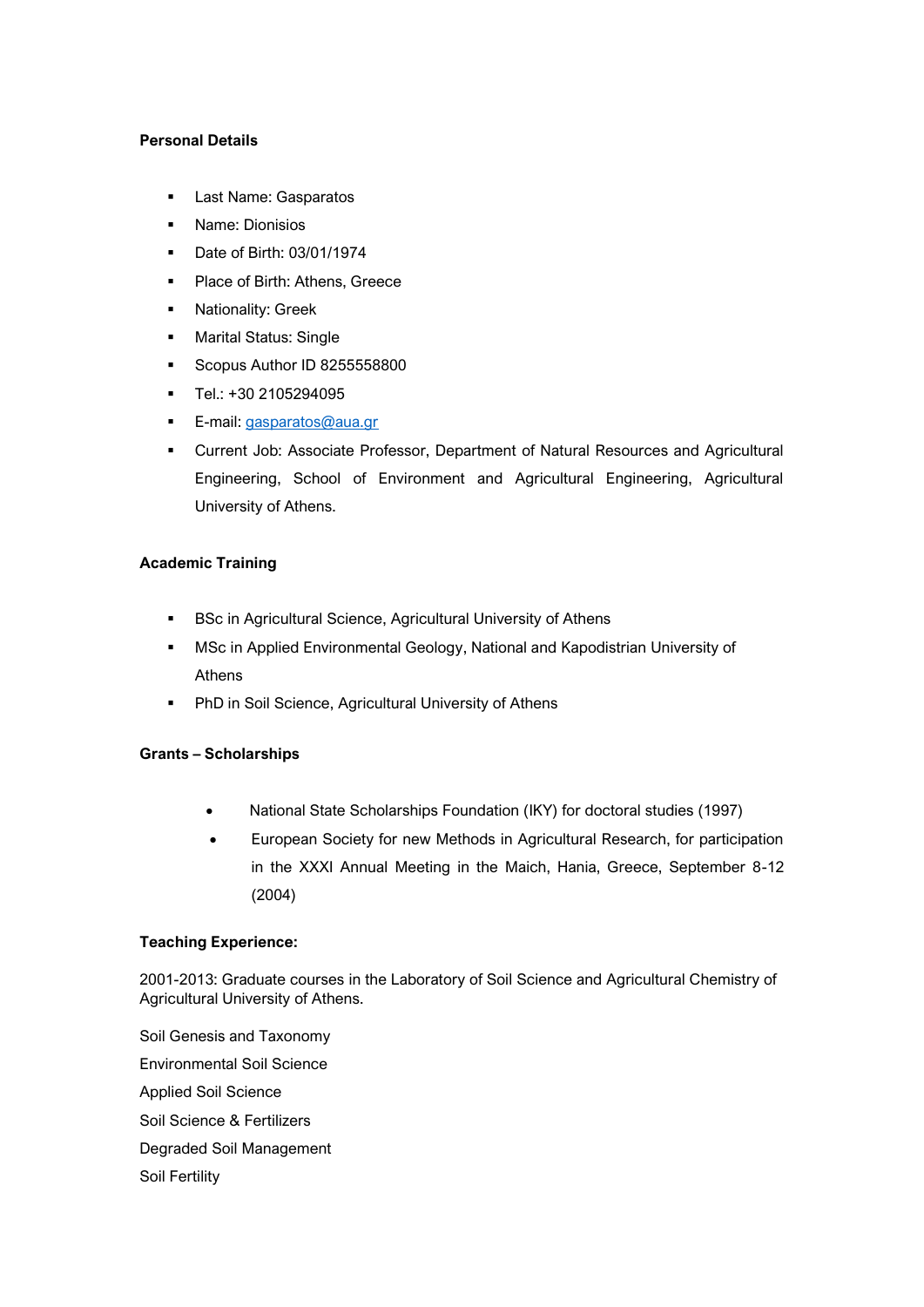**Personal Details**

- Last Name: Gasparatos
- Name: Dionisios
- Date of Birth: 03/01/1974
- Place of Birth: Athens, Greece
- Nationality: Greek
- Marital Status: Single
- Scopus Author ID 8255558800
- Tel.: +30 2105294095
- E-mail: gasparatos@aua.gr
- Current Job: Associate Professor, Department of Natural Resources and Agricultural Engineering, School of Environment and Agricultural Engineering, Agricultural University of Athens.

**Academic Training**

- BSc in Agricultural Science, Agricultural University of Athens
- MSc in Applied Environmental Geology, National and Kapodistrian University of Athens
- PhD in Soil Science, Agricultural University of Athens

**Grants – Scholarships**

- National State Scholarships Foundation (IKY) for doctoral studies (1997)
- European Society for new Methods in Agricultural Research, for participation in the XXXI Annual Meeting in the Maich, Hania, Greece, September 8-12 (2004)

**Teaching Experience:**

2001-2013: Graduate courses in the Laboratory of Soil Science and Agricultural Chemistry of Agricultural University of Athens.

Soil Genesis and Taxonomy

Environmental Soil Science

Applied Soil Science

Soil Science & Fertilizers

Degraded Soil Management

Soil Fertility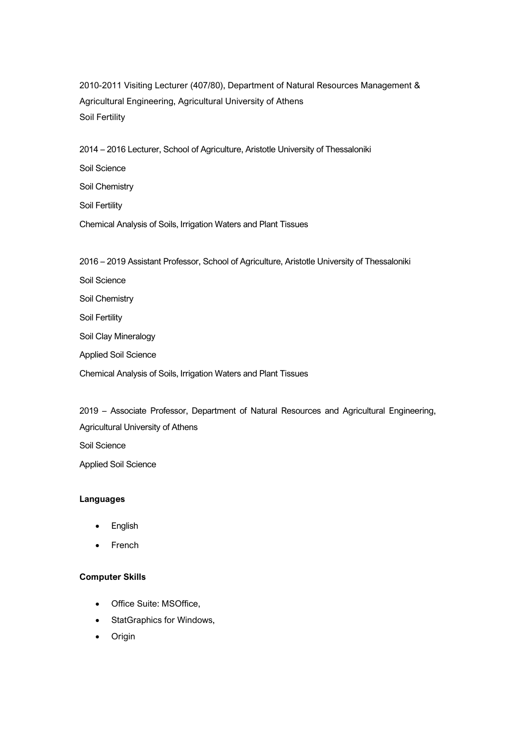2010-2011 Visiting Lecturer (407/80), Department of Natural Resources Management & Agricultural Engineering, Agricultural University of Athens
Soil Fertility

2014 – 2016 Lecturer, School of Agriculture, Aristotle University of Thessaloniki

Soil Science

Soil Chemistry

Soil Fertility

Chemical Analysis of Soils, Irrigation Waters and Plant Tissues

2016 – 2019 Assistant Professor, School of Agriculture, Aristotle University of Thessaloniki

Soil Science

Soil Chemistry

Soil Fertility

Soil Clay Mineralogy

Applied Soil Science

Chemical Analysis of Soils, Irrigation Waters and Plant Tissues

2019 – Associate Professor, Department of Natural Resources and Agricultural Engineering, Agricultural University of Athens

Soil Science

Applied Soil Science

**Languages**

- English
- French

**Computer Skills**

- Office Suite: MSOffice,
- StatGraphics for Windows,
- Origin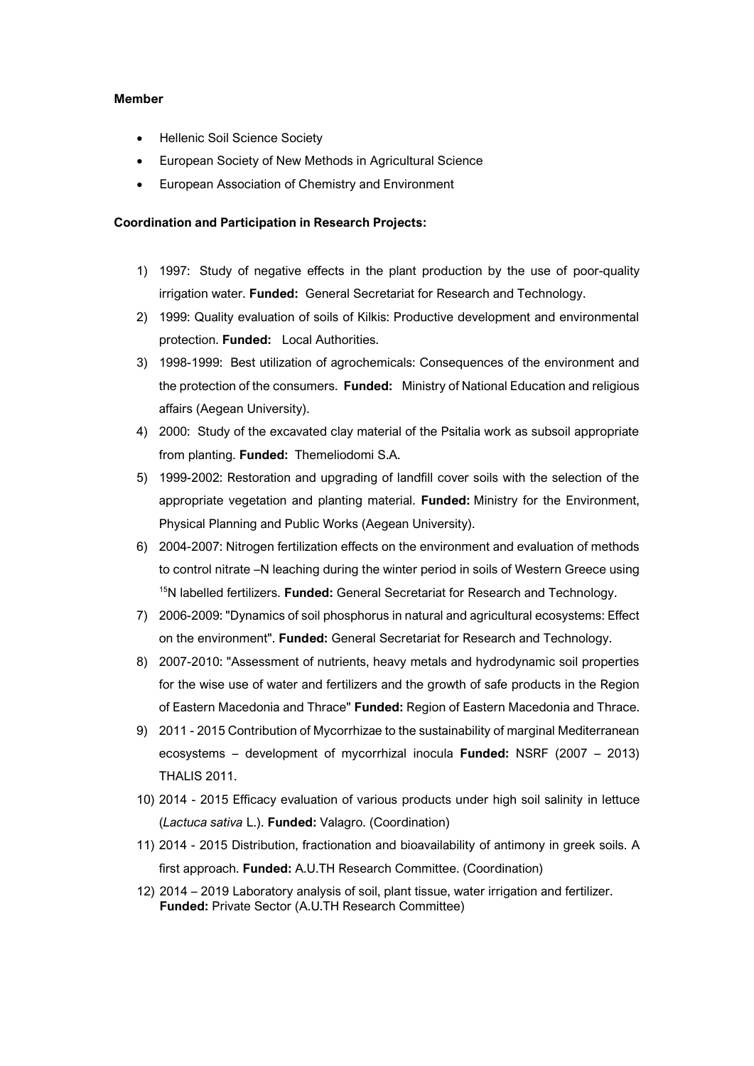**Member**

- Hellenic Soil Science Society
- European Society of New Methods in Agricultural Science
- European Association of Chemistry and Environment

**Coordination and Participation in Research Projects:**

1) 1997: Study of negative effects in the plant production by the use of poor-quality irrigation water. **Funded:** General Secretariat for Research and Technology.
2) 1999: Quality evaluation of soils of Kilkis: Productive development and environmental protection. **Funded:** Local Authorities.
3) 1998-1999: Best utilization of agrochemicals: Consequences of the environment and the protection of the consumers. **Funded:** Ministry of National Education and religious affairs (Aegean University).
4) 2000: Study of the excavated clay material of the Psitalia work as subsoil appropriate from planting. **Funded:** Themeliodomi S.A.
5) 1999-2002: Restoration and upgrading of landfill cover soils with the selection of the appropriate vegetation and planting material. **Funded:** Ministry for the Environment, Physical Planning and Public Works (Aegean University).
6) 2004-2007: Nitrogen fertilization effects on the environment and evaluation of methods to control nitrate –N leaching during the winter period in soils of Western Greece using $^{15}N$ labelled fertilizers. **Funded:** General Secretariat for Research and Technology.
7) 2006-2009: "Dynamics of soil phosphorus in natural and agricultural ecosystems: Effect on the environment". **Funded:** General Secretariat for Research and Technology.
8) 2007-2010: "Assessment of nutrients, heavy metals and hydrodynamic soil properties for the wise use of water and fertilizers and the growth of safe products in the Region of Eastern Macedonia and Thrace" **Funded:** Region of Eastern Macedonia and Thrace.
9) 2011 - 2015 Contribution of Mycorrhizae to the sustainability of marginal Mediterranean ecosystems – development of mycorrhizal inocula **Funded:** NSRF (2007 – 2013) THALIS 2011.
10) 2014 - 2015 Efficacy evaluation of various products under high soil salinity in lettuce (*Lactuca sativa* L.). **Funded:** Valagro. (Coordination)
11) 2014 - 2015 Distribution, fractionation and bioavailability of antimony in greek soils. A first approach. **Funded:** A.U.TH Research Committee. (Coordination)
12) 2014 – 2019 Laboratory analysis of soil, plant tissue, water irrigation and fertilizer. **Funded:** Private Sector (A.U.TH Research Committee)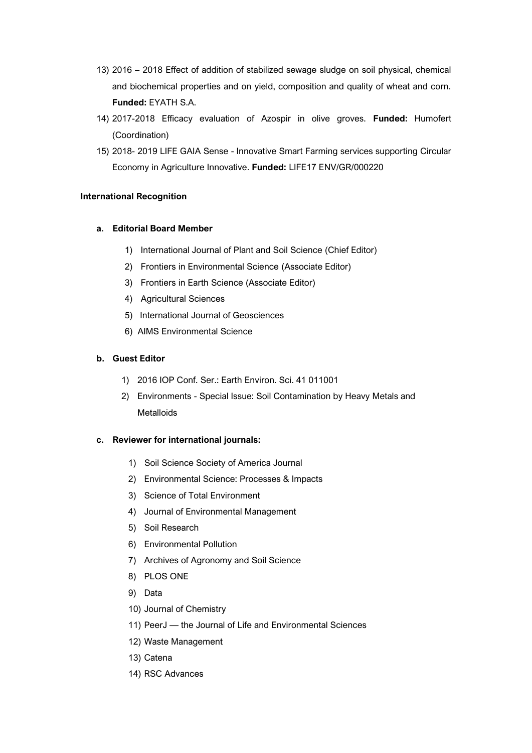13) 2016 – 2018 Effect of addition of stabilized sewage sludge on soil physical, chemical and biochemical properties and on yield, composition and quality of wheat and corn. **Funded:** EYATH S.A.
14) 2017-2018 Efficacy evaluation of Azospir in olive groves. **Funded:** Humofert (Coordination)
15) 2018- 2019 LIFE GAIA Sense - Innovative Smart Farming services supporting Circular Economy in Agriculture Innovative. **Funded:** LIFE17 ENV/GR/000220

**International Recognition**

**a. Editorial Board Member**

1) International Journal of Plant and Soil Science (Chief Editor)
2) Frontiers in Environmental Science (Associate Editor)
3) Frontiers in Earth Science (Associate Editor)
4) Agricultural Sciences
5) International Journal of Geosciences
6) AIMS Environmental Science

**b. Guest Editor**

1) 2016 IOP Conf. Ser.: Earth Environ. Sci. 41 011001
2) Environments - Special Issue: Soil Contamination by Heavy Metals and Metalloids

**c. Reviewer for international journals:**

1) Soil Science Society of America Journal
2) Environmental Science: Processes & Impacts
3) Science of Total Environment
4) Journal of Environmental Management
5) Soil Research
6) Environmental Pollution
7) Archives of Agronomy and Soil Science
8) PLOS ONE
9) Data
10) Journal of Chemistry
11) PeerJ — the Journal of Life and Environmental Sciences
12) Waste Management
13) Catena
14) RSC Advances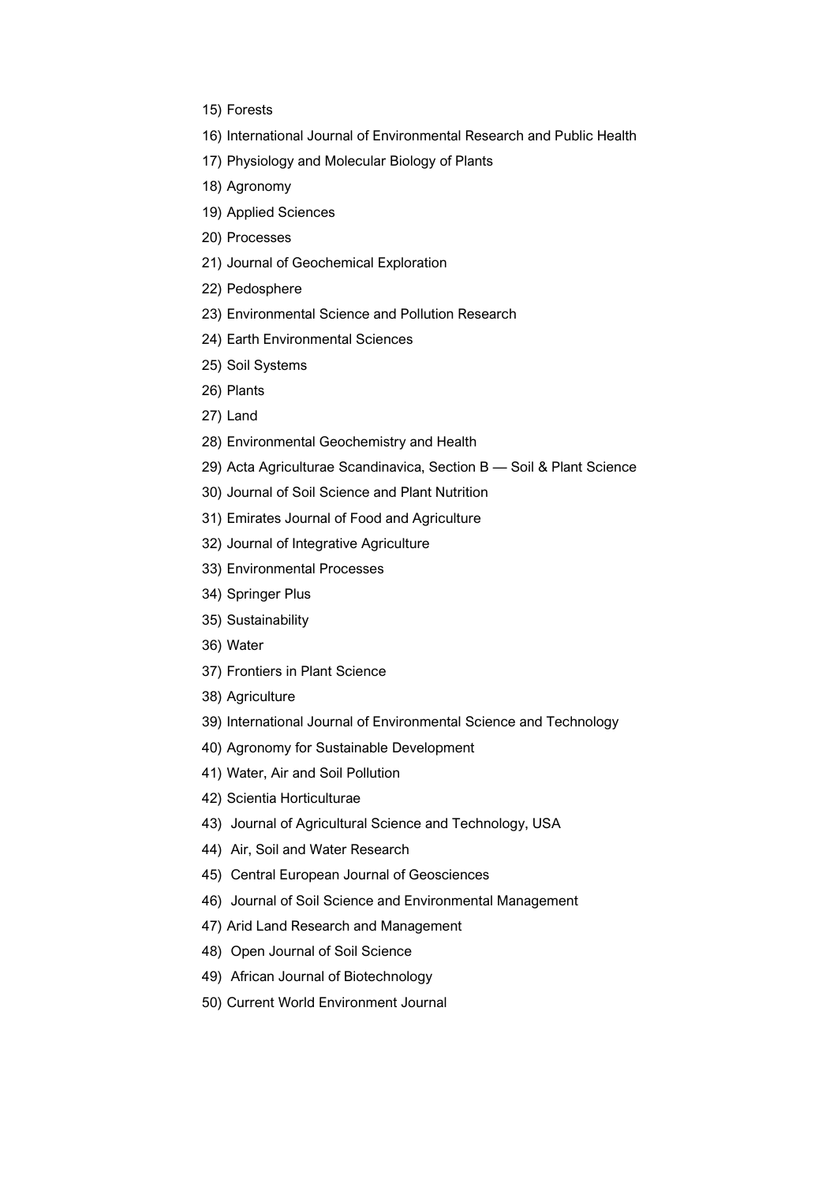15) Forests

16) International Journal of Environmental Research and Public Health

17) Physiology and Molecular Biology of Plants

18) Agronomy

19) Applied Sciences

20) Processes

21) Journal of Geochemical Exploration

22) Pedosphere

23) Environmental Science and Pollution Research

24) Earth Environmental Sciences

25) Soil Systems

26) Plants

27) Land

28) Environmental Geochemistry and Health

29) Acta Agriculturae Scandinavica, Section B — Soil & Plant Science

30) Journal of Soil Science and Plant Nutrition

31) Emirates Journal of Food and Agriculture

32) Journal of Integrative Agriculture

33) Environmental Processes

34) Springer Plus

35) Sustainability

36) Water

37) Frontiers in Plant Science

38) Agriculture

39) International Journal of Environmental Science and Technology

40) Agronomy for Sustainable Development

41) Water, Air and Soil Pollution

42) Scientia Horticulturae

43) Journal of Agricultural Science and Technology, USA

44) Air, Soil and Water Research

45) Central European Journal of Geosciences

46) Journal of Soil Science and Environmental Management

47) Arid Land Research and Management

48) Open Journal of Soil Science

49) African Journal of Biotechnology

50) Current World Environment Journal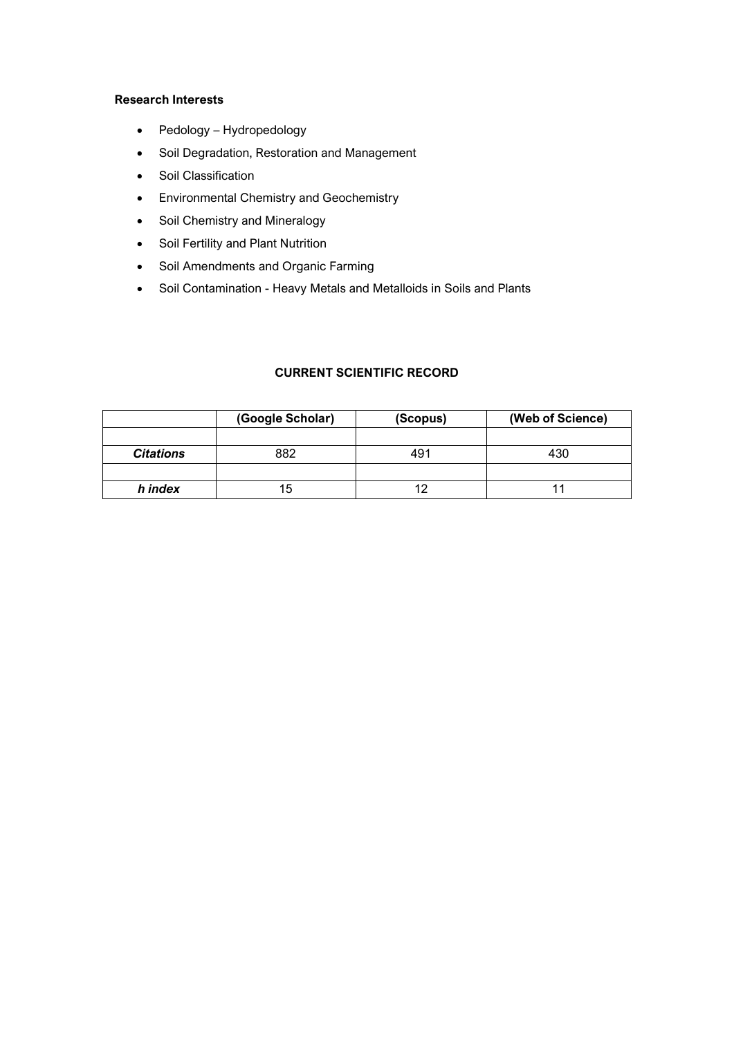**Research Interests**

- Pedology – Hydropedology
- Soil Degradation, Restoration and Management
- Soil Classification
- Environmental Chemistry and Geochemistry
- Soil Chemistry and Mineralogy
- Soil Fertility and Plant Nutrition
- Soil Amendments and Organic Farming
- Soil Contamination - Heavy Metals and Metalloids in Soils and Plants

**CURRENT SCIENTIFIC RECORD**

| | (Google Scholar) | (Scopus) | (Web of Science) |
|---|---|---|---|
| | | | |
| ***Citations*** | 882 | 491 | 430 |
| | | | |
| ***h index*** | 15 | 12 | 11 |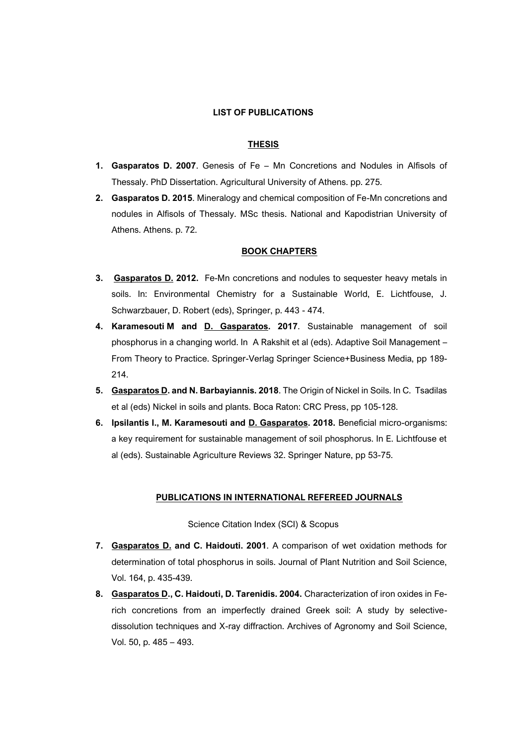## LIST OF PUBLICATIONS

### THESIS

1. **Gasparatos D. 2007**. Genesis of Fe – Mn Concretions and Nodules in Alfisols of Thessaly. PhD Dissertation. Agricultural University of Athens. pp. 275.
2. **Gasparatos D. 2015**. Mineralogy and chemical composition of Fe-Mn concretions and nodules in Alfisols of Thessaly. MSc thesis. National and Kapodistrian University of Athens. Athens. p. 72.

### BOOK CHAPTERS

3. **Gasparatos D. 2012.** Fe-Mn concretions and nodules to sequester heavy metals in soils. In: Environmental Chemistry for a Sustainable World, E. Lichtfouse, J. Schwarzbauer, D. Robert (eds), Springer, p. 443 - 474.
4. **Karamesouti M and D. Gasparatos. 2017**. Sustainable management of soil phosphorus in a changing world. In A Rakshit et al (eds). Adaptive Soil Management – From Theory to Practice. Springer-Verlag Springer Science+Business Media, pp 189-214.
5. **Gasparatos D. and N. Barbayiannis. 2018**. The Origin of Nickel in Soils. In C. Tsadilas et al (eds) Nickel in soils and plants. Boca Raton: CRC Press, pp 105-128.
6. **Ipsilantis I., M. Karamesouti and D. Gasparatos. 2018.** Beneficial micro-organisms: a key requirement for sustainable management of soil phosphorus. In E. Lichtfouse et al (eds). Sustainable Agriculture Reviews 32. Springer Nature, pp 53-75.

### PUBLICATIONS IN INTERNATIONAL REFEREED JOURNALS

Science Citation Index (SCI) & Scopus

7. **Gasparatos D. and C. Haidouti. 2001**. A comparison of wet oxidation methods for determination of total phosphorus in soils. Journal of Plant Nutrition and Soil Science, Vol. 164, p. 435-439.
8. **Gasparatos D., C. Haidouti, D. Tarenidis. 2004.** Characterization of iron oxides in Fe-rich concretions from an imperfectly drained Greek soil: A study by selective-dissolution techniques and X-ray diffraction. Archives of Agronomy and Soil Science, Vol. 50, p. 485 – 493.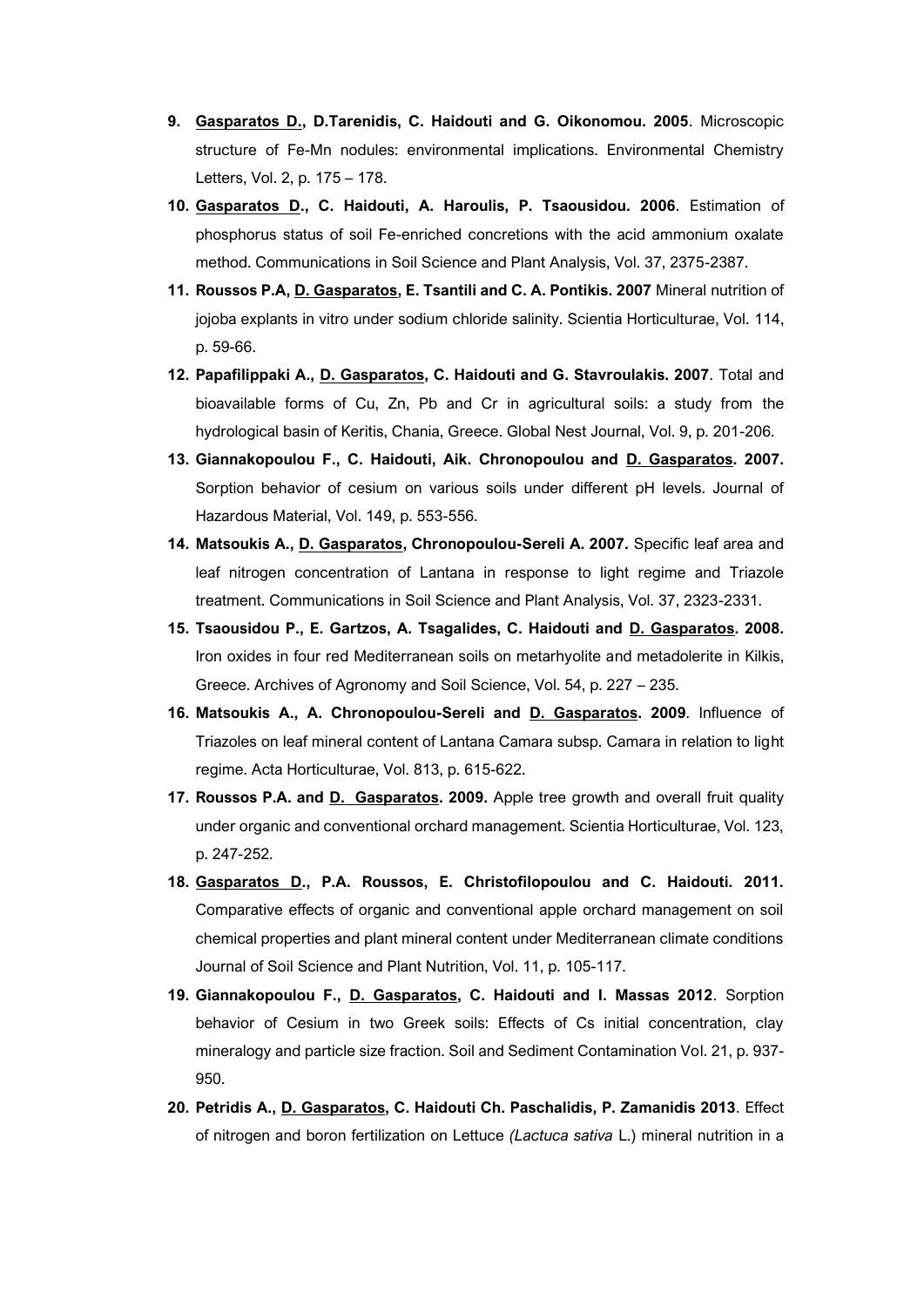9. **<u>Gasparatos D.</u>, D.Tarenidis, C. Haidouti and G. Oikonomou. 2005**. Microscopic structure of Fe-Mn nodules: environmental implications. Environmental Chemistry Letters, Vol. 2, p. 175 – 178.
10. **<u>Gasparatos D</u>., C. Haidouti, A. Haroulis, P. Tsaousidou. 2006**. Estimation of phosphorus status of soil Fe-enriched concretions with the acid ammonium oxalate method. Communications in Soil Science and Plant Analysis, Vol. 37, 2375-2387.
11. **Roussos P.A, <u>D. Gasparatos</u>, E. Tsantili and C. A. Pontikis. 2007** Mineral nutrition of jojoba explants in vitro under sodium chloride salinity. Scientia Horticulturae, Vol. 114, p. 59-66.
12. **Papafilippaki A., <u>D. Gasparatos</u>, C. Haidouti and G. Stavroulakis. 2007**. Total and bioavailable forms of Cu, Zn, Pb and Cr in agricultural soils: a study from the hydrological basin of Keritis, Chania, Greece. Global Nest Journal, Vol. 9, p. 201-206.
13. **Giannakopoulou F., C. Haidouti, Aik. Chronopoulou and <u>D. Gasparatos</u>. 2007.** Sorption behavior of cesium on various soils under different pH levels. Journal of Hazardous Material, Vol. 149, p. 553-556.
14. **Matsoukis A., <u>D. Gasparatos</u>, Chronopoulou-Sereli A. 2007.** Specific leaf area and leaf nitrogen concentration of Lantana in response to light regime and Triazole treatment. Communications in Soil Science and Plant Analysis, Vol. 37, 2323-2331.
15. **Tsaousidou P., E. Gartzos, A. Tsagalides, C. Haidouti and <u>D. Gasparatos</u>. 2008.** Iron oxides in four red Mediterranean soils on metarhyolite and metadolerite in Kilkis, Greece. Archives of Agronomy and Soil Science, Vol. 54, p. 227 – 235.
16. **Matsoukis A., A. Chronopoulou-Sereli and <u>D. Gasparatos</u>. 2009**. Influence of Triazoles on leaf mineral content of Lantana Camara subsp. Camara in relation to light regime. Acta Horticulturae, Vol. 813, p. 615-622.
17. **Roussos P.A. and <u>D. Gasparatos</u>. 2009.** Apple tree growth and overall fruit quality under organic and conventional orchard management. Scientia Horticulturae, Vol. 123, p. 247-252.
18. **<u>Gasparatos D</u>., P.A. Roussos, E. Christofilopoulou and C. Haidouti. 2011.** Comparative effects of organic and conventional apple orchard management on soil chemical properties and plant mineral content under Mediterranean climate conditions Journal of Soil Science and Plant Nutrition, Vol. 11, p. 105-117.
19. **Giannakopoulou F., <u>D. Gasparatos</u>, C. Haidouti and I. Massas 2012**. Sorption behavior of Cesium in two Greek soils: Effects of Cs initial concentration, clay mineralogy and particle size fraction. Soil and Sediment Contamination Vol. 21, p. 937-950.
20. **Petridis A., <u>D. Gasparatos</u>, C. Haidouti Ch. Paschalidis, P. Zamanidis 2013**. Effect of nitrogen and boron fertilization on Lettuce *(Lactuca sativa* L.) mineral nutrition in a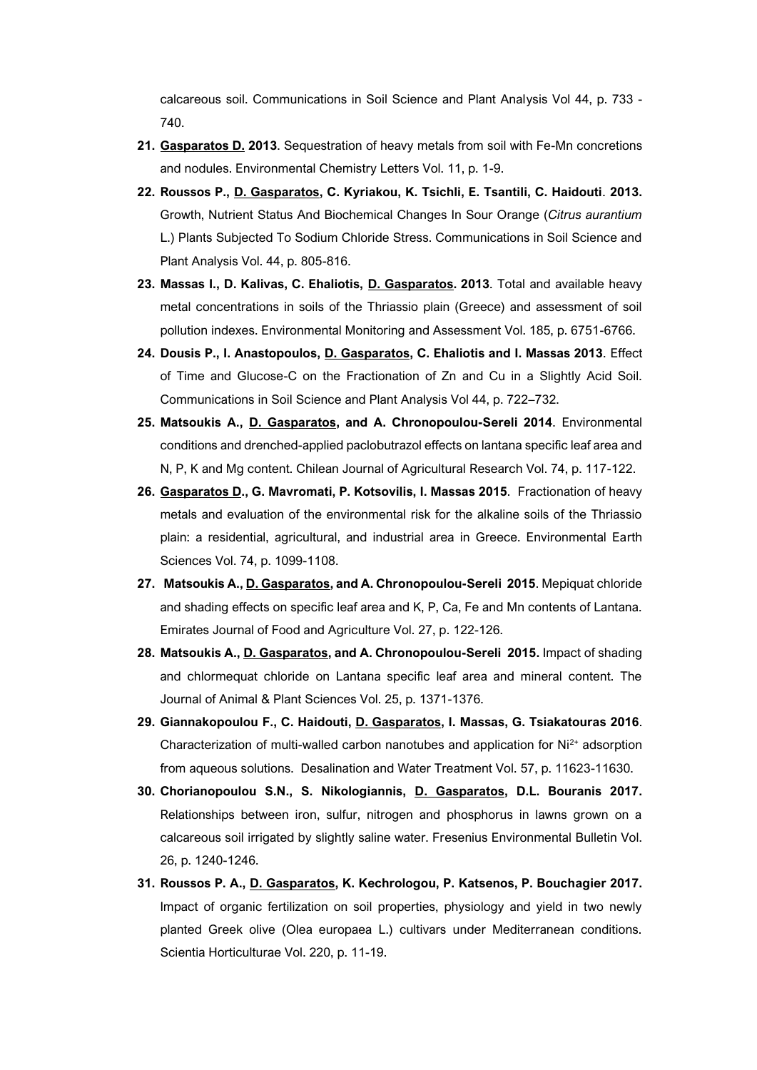calcareous soil. Communications in Soil Science and Plant Analysis Vol 44, p. 733 - 740.

21. **<u>Gasparatos D.</u> 2013**. Sequestration of heavy metals from soil with Fe-Mn concretions and nodules. Environmental Chemistry Letters Vol. 11, p. 1-9.
22. **Roussos P., <u>D. Gasparatos</u>, C. Kyriakou, K. Tsichli, E. Tsantili, C. Haidouti**. **2013.** Growth, Nutrient Status And Biochemical Changes In Sour Orange (*Citrus aurantium* L.) Plants Subjected To Sodium Chloride Stress. Communications in Soil Science and Plant Analysis Vol. 44, p. 805-816.
23. **Massas I., D. Kalivas, C. Ehaliotis, <u>D. Gasparatos</u>. 2013**. Total and available heavy metal concentrations in soils of the Thriassio plain (Greece) and assessment of soil pollution indexes. Environmental Monitoring and Assessment Vol. 185, p. 6751-6766.
24. **Dousis P., I. Anastopoulos, <u>D. Gasparatos</u>, C. Ehaliotis and I. Massas 2013**. Effect of Time and Glucose-C on the Fractionation of Zn and Cu in a Slightly Acid Soil. Communications in Soil Science and Plant Analysis Vol 44, p. 722–732.
25. **Matsoukis A., <u>D. Gasparatos</u>, and A. Chronopoulou-Sereli 2014**. Environmental conditions and drenched-applied paclobutrazol effects on lantana specific leaf area and N, P, K and Mg content. Chilean Journal of Agricultural Research Vol. 74, p. 117-122.
26. **<u>Gasparatos D</u>., G. Mavromati, P. Kotsovilis, I. Massas 2015**. Fractionation of heavy metals and evaluation of the environmental risk for the alkaline soils of the Thriassio plain: a residential, agricultural, and industrial area in Greece. Environmental Earth Sciences Vol. 74, p. 1099-1108.
27. **Matsoukis A., <u>D. Gasparatos</u>, and A. Chronopoulou-Sereli 2015**. Mepiquat chloride and shading effects on specific leaf area and K, P, Ca, Fe and Mn contents of Lantana. Emirates Journal of Food and Agriculture Vol. 27, p. 122-126.
28. **Matsoukis A., <u>D. Gasparatos</u>, and A. Chronopoulou-Sereli 2015.** Impact of shading and chlormequat chloride on Lantana specific leaf area and mineral content. The Journal of Animal & Plant Sciences Vol. 25, p. 1371-1376.
29. **Giannakopoulou F., C. Haidouti, <u>D. Gasparatos</u>, I. Massas, G. Tsiakatouras 2016**. Characterization of multi-walled carbon nanotubes and application for $Ni^{2+}$ adsorption from aqueous solutions. Desalination and Water Treatment Vol. 57, p. 11623-11630.
30. **Chorianopoulou S.N., S. Nikologiannis, <u>D. Gasparatos</u>, D.L. Bouranis 2017.** Relationships between iron, sulfur, nitrogen and phosphorus in lawns grown on a calcareous soil irrigated by slightly saline water. Fresenius Environmental Bulletin Vol. 26, p. 1240-1246.
31. **Roussos P. A., <u>D. Gasparatos</u>, K. Kechrologou, P. Katsenos, P. Bouchagier 2017.** Impact of organic fertilization on soil properties, physiology and yield in two newly planted Greek olive (Olea europaea L.) cultivars under Mediterranean conditions. Scientia Horticulturae Vol. 220, p. 11-19.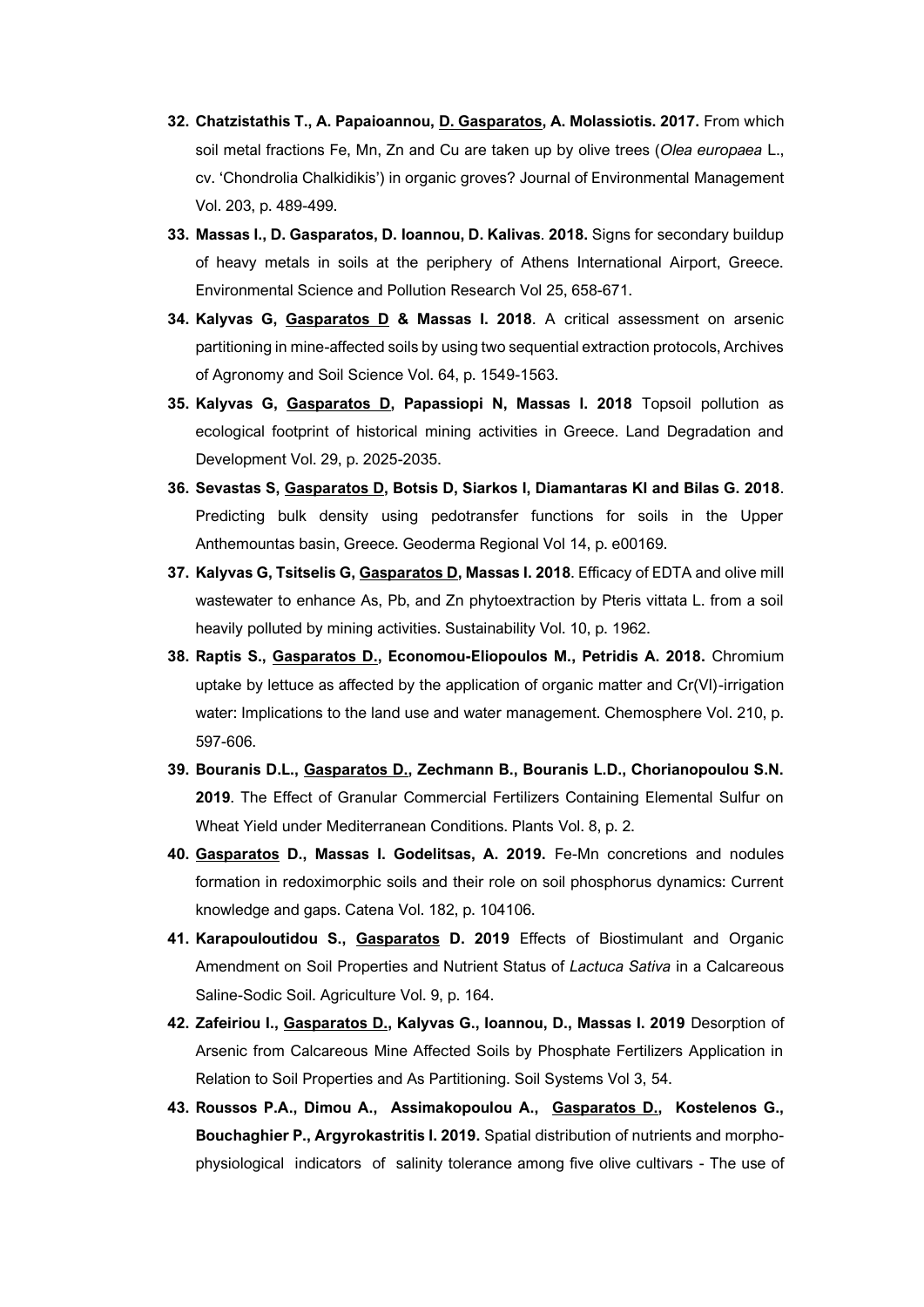32. **Chatzistathis T., A. Papaioannou, D. Gasparatos, A. Molassiotis. 2017.** From which soil metal fractions Fe, Mn, Zn and Cu are taken up by olive trees (*Olea europaea* L., cv. 'Chondrolia Chalkidikis') in organic groves? Journal of Environmental Management Vol. 203, p. 489-499.
33. **Massas I., D. Gasparatos, D. Ioannou, D. Kalivas**. **2018.** Signs for secondary buildup of heavy metals in soils at the periphery of Athens International Airport, Greece. Environmental Science and Pollution Research Vol 25, 658-671.
34. **Kalyvas G, Gasparatos D & Massas I. 2018**. A critical assessment on arsenic partitioning in mine-affected soils by using two sequential extraction protocols, Archives of Agronomy and Soil Science Vol. 64, p. 1549-1563.
35. **Kalyvas G, Gasparatos D, Papassiopi N, Massas I. 2018** Topsoil pollution as ecological footprint of historical mining activities in Greece. Land Degradation and Development Vol. 29, p. 2025-2035.
36. **Sevastas S, Gasparatos D, Botsis D, Siarkos I, Diamantaras KI and Bilas G. 2018**. Predicting bulk density using pedotransfer functions for soils in the Upper Anthemountas basin, Greece. Geoderma Regional Vol 14, p. e00169.
37. **Kalyvas G, Tsitselis G, Gasparatos D, Massas I. 2018**. Efficacy of EDTA and olive mill wastewater to enhance As, Pb, and Zn phytoextraction by Pteris vittata L. from a soil heavily polluted by mining activities. Sustainability Vol. 10, p. 1962.
38. **Raptis S., Gasparatos D., Economou-Eliopoulos M., Petridis A. 2018.** Chromium uptake by lettuce as affected by the application of organic matter and Cr(VI)-irrigation water: Implications to the land use and water management. Chemosphere Vol. 210, p. 597-606.
39. **Bouranis D.L., Gasparatos D., Zechmann B., Bouranis L.D., Chorianopoulou S.N. 2019**. The Effect of Granular Commercial Fertilizers Containing Elemental Sulfur on Wheat Yield under Mediterranean Conditions. Plants Vol. 8, p. 2.
40. **Gasparatos D., Massas I. Godelitsas, A. 2019.** Fe-Mn concretions and nodules formation in redoximorphic soils and their role on soil phosphorus dynamics: Current knowledge and gaps. Catena Vol. 182, p. 104106.
41. **Karapouloutidou S., Gasparatos D. 2019** Effects of Biostimulant and Organic Amendment on Soil Properties and Nutrient Status of *Lactuca Sativa* in a Calcareous Saline-Sodic Soil. Agriculture Vol. 9, p. 164.
42. **Zafeiriou I., Gasparatos D., Kalyvas G., Ioannou, D., Massas I. 2019** Desorption of Arsenic from Calcareous Mine Affected Soils by Phosphate Fertilizers Application in Relation to Soil Properties and As Partitioning. Soil Systems Vol 3, 54.
43. **Roussos P.A., Dimou A., Assimakopoulou A., Gasparatos D., Kostelenos G., Bouchaghier P., Argyrokastritis I. 2019.** Spatial distribution of nutrients and morpho-physiological indicators of salinity tolerance among five olive cultivars - The use of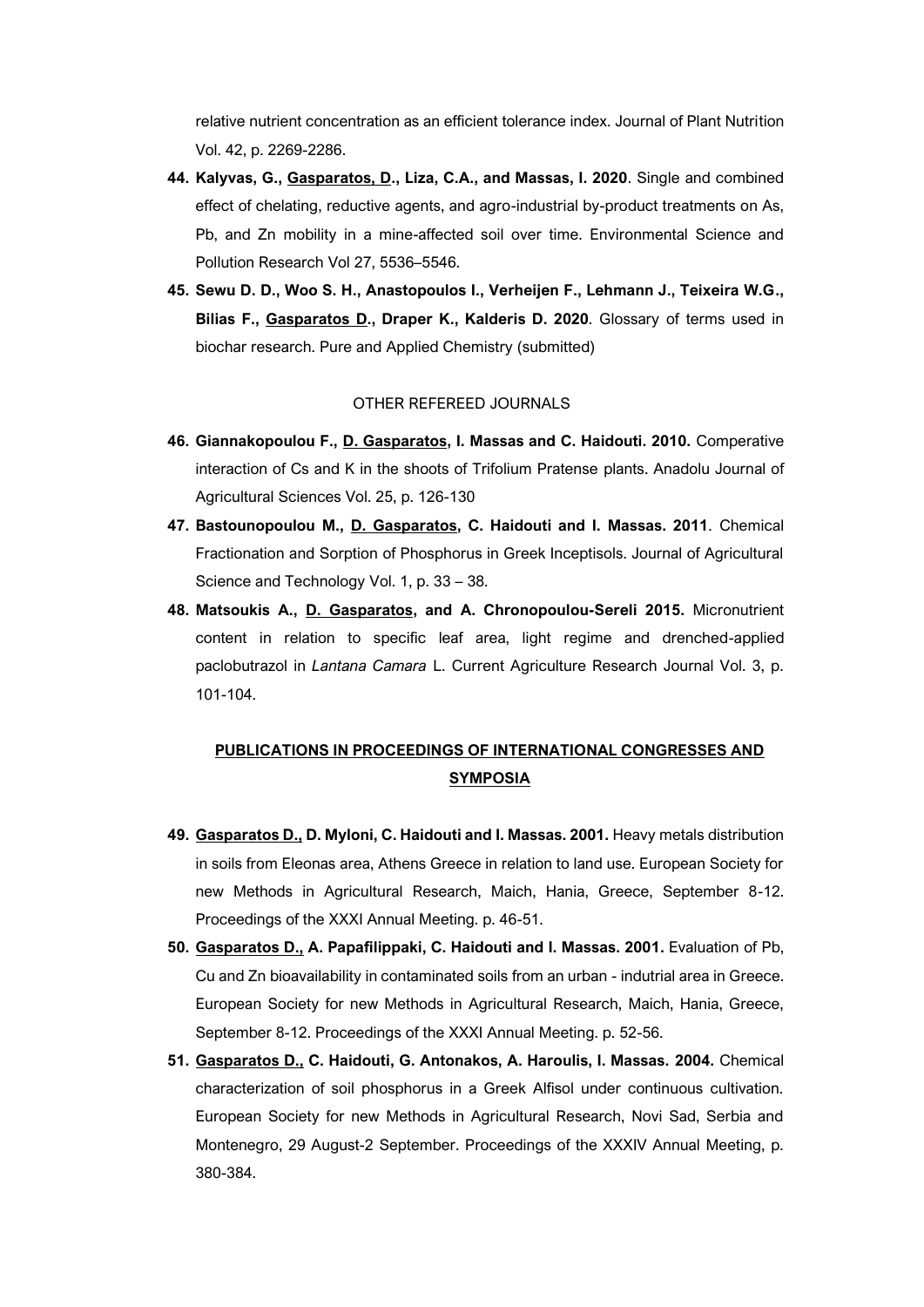relative nutrient concentration as an efficient tolerance index. Journal of Plant Nutrition Vol. 42, p. 2269-2286.

44. **Kalyvas, G., <u>Gasparatos, D</u>., Liza, C.A., and Massas, I. 2020**. Single and combined effect of chelating, reductive agents, and agro-industrial by-product treatments on As, Pb, and Zn mobility in a mine-affected soil over time. Environmental Science and Pollution Research Vol 27, 5536–5546.

45. **Sewu D. D., Woo S. H., Anastopoulos I., Verheijen F., Lehmann J., Teixeira W.G., Bilias F., <u>Gasparatos D</u>., Draper K., Kalderis D. 2020**. Glossary of terms used in biochar research. Pure and Applied Chemistry (submitted)

OTHER REFEREED JOURNALS

46. **Giannakopoulou F., <u>D. Gasparatos</u>, I. Massas and C. Haidouti. 2010.** Comperative interaction of Cs and K in the shoots of Trifolium Pratense plants. Anadolu Journal of Agricultural Sciences Vol. 25, p. 126-130

47. **Bastounopoulou M., <u>D. Gasparatos</u>, C. Haidouti and I. Massas. 2011**. Chemical Fractionation and Sorption of Phosphorus in Greek Inceptisols. Journal of Agricultural Science and Technology Vol. 1, p. 33 – 38.

48. **Matsoukis A., <u>D. Gasparatos</u>, and A. Chronopoulou-Sereli 2015.** Micronutrient content in relation to specific leaf area, light regime and drenched-applied paclobutrazol in *Lantana Camara* L. Current Agriculture Research Journal Vol. 3, p. 101-104.

## <u>PUBLICATIONS IN PROCEEDINGS OF INTERNATIONAL CONGRESSES AND SYMPOSIA</u>

49. **<u>Gasparatos D.,</u> D. Myloni, C. Haidouti and I. Massas. 2001.** Heavy metals distribution in soils from Eleonas area, Athens Greece in relation to land use. European Society for new Methods in Agricultural Research, Maich, Hania, Greece, September 8-12. Proceedings of the XXXI Annual Meeting. p. 46-51.

50. **<u>Gasparatos D.,</u> A. Papafilippaki, C. Haidouti and I. Massas. 2001.** Evaluation of Pb, Cu and Zn bioavailability in contaminated soils from an urban - indutrial area in Greece. European Society for new Methods in Agricultural Research, Maich, Hania, Greece, September 8-12. Proceedings of the XXXI Annual Meeting. p. 52-56.

51. **<u>Gasparatos D.,</u> C. Haidouti, G. Antonakos, A. Haroulis, I. Massas. 2004.** Chemical characterization of soil phosphorus in a Greek Alfisol under continuous cultivation. European Society for new Methods in Agricultural Research, Novi Sad, Serbia and Montenegro, 29 August-2 September. Proceedings of the XXXIV Annual Meeting, p. 380-384.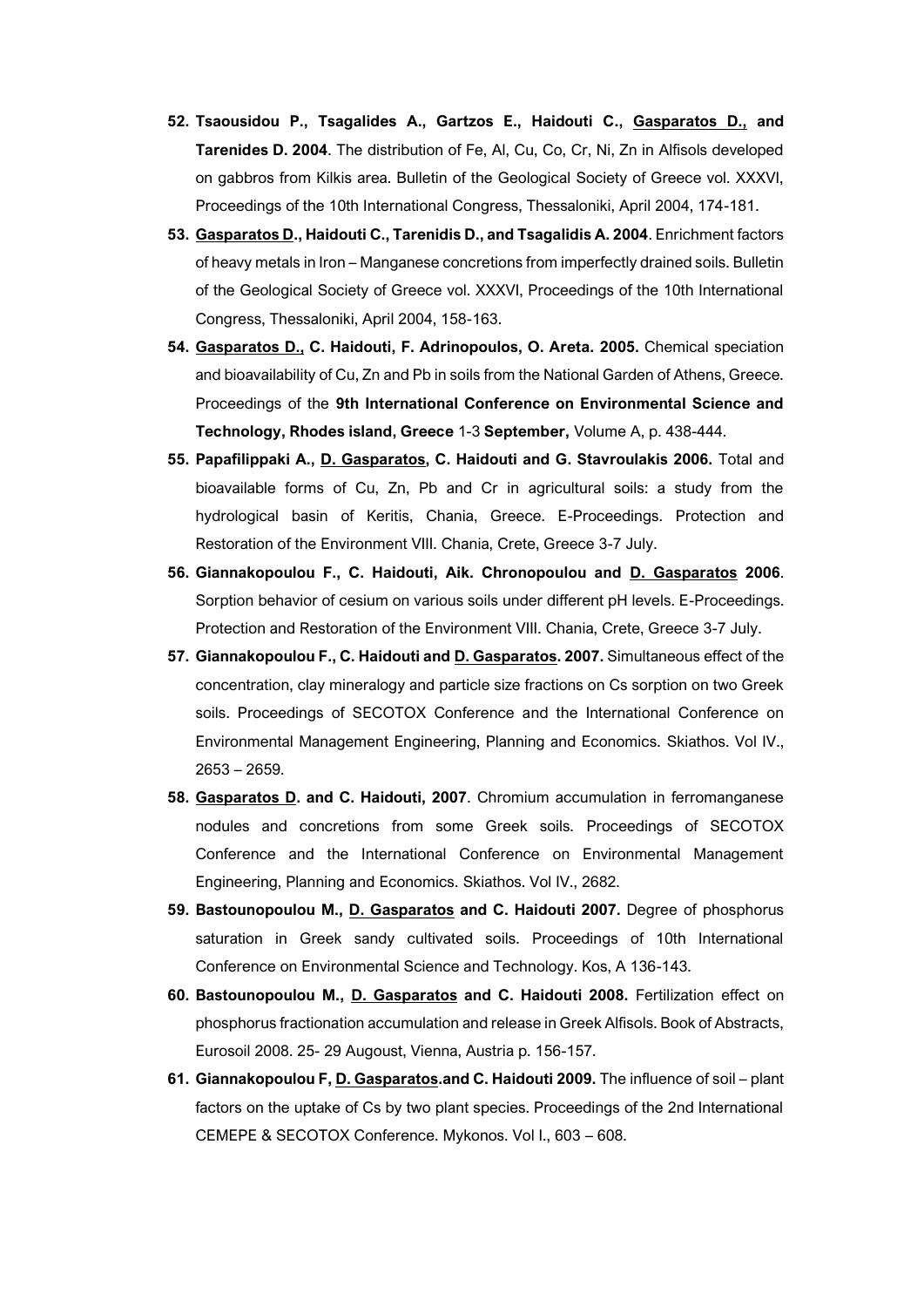52. **Tsaousidou P., Tsagalides A., Gartzos E., Haidouti C., Gasparatos D., and Tarenides D. 2004**. The distribution of Fe, Al, Cu, Co, Cr, Ni, Zn in Alfisols developed on gabbros from Kilkis area. Bulletin of the Geological Society of Greece vol. XXXVI, Proceedings of the 10th International Congress, Thessaloniki, April 2004, 174-181.
53. **Gasparatos D., Haidouti C., Tarenidis D., and Tsagalidis A. 2004**. Enrichment factors of heavy metals in Iron – Manganese concretions from imperfectly drained soils. Bulletin of the Geological Society of Greece vol. XXXVI, Proceedings of the 10th International Congress, Thessaloniki, April 2004, 158-163.
54. **Gasparatos D., C. Haidouti, F. Adrinopoulos, O. Areta. 2005.** Chemical speciation and bioavailability of Cu, Zn and Pb in soils from the National Garden of Athens, Greece. Proceedings of the **9th International Conference on Environmental Science and Technology, Rhodes island, Greece** 1-3 **September,** Volume A, p. 438-444.
55. **Papafilippaki A., D. Gasparatos, C. Haidouti and G. Stavroulakis 2006.** Total and bioavailable forms of Cu, Zn, Pb and Cr in agricultural soils: a study from the hydrological basin of Keritis, Chania, Greece. E-Proceedings. Protection and Restoration of the Environment VIII. Chania, Crete, Greece 3-7 July.
56. **Giannakopoulou F., C. Haidouti, Aik. Chronopoulou and D. Gasparatos 2006**. Sorption behavior of cesium on various soils under different pH levels. E-Proceedings. Protection and Restoration of the Environment VIII. Chania, Crete, Greece 3-7 July.
57. **Giannakopoulou F., C. Haidouti and D. Gasparatos. 2007.** Simultaneous effect of the concentration, clay mineralogy and particle size fractions on Cs sorption on two Greek soils. Proceedings of SECOTOX Conference and the International Conference on Environmental Management Engineering, Planning and Economics. Skiathos. Vol IV., 2653 – 2659.
58. **Gasparatos D. and C. Haidouti, 2007**. Chromium accumulation in ferromanganese nodules and concretions from some Greek soils. Proceedings of SECOTOX Conference and the International Conference on Environmental Management Engineering, Planning and Economics. Skiathos. Vol IV., 2682.
59. **Bastounopoulou M., D. Gasparatos and C. Haidouti 2007.** Degree of phosphorus saturation in Greek sandy cultivated soils. Proceedings of 10th International Conference on Environmental Science and Technology. Kos, A 136-143.
60. **Bastounopoulou M., D. Gasparatos and C. Haidouti 2008.** Fertilization effect on phosphorus fractionation accumulation and release in Greek Alfisols. Book of Abstracts, Eurosoil 2008. 25- 29 Augoust, Vienna, Austria p. 156-157.
61. **Giannakopoulou F, D. Gasparatos.and C. Haidouti 2009.** The influence of soil – plant factors on the uptake of Cs by two plant species. Proceedings of the 2nd International CEMEPE & SECOTOX Conference. Mykonos. Vol I., 603 – 608.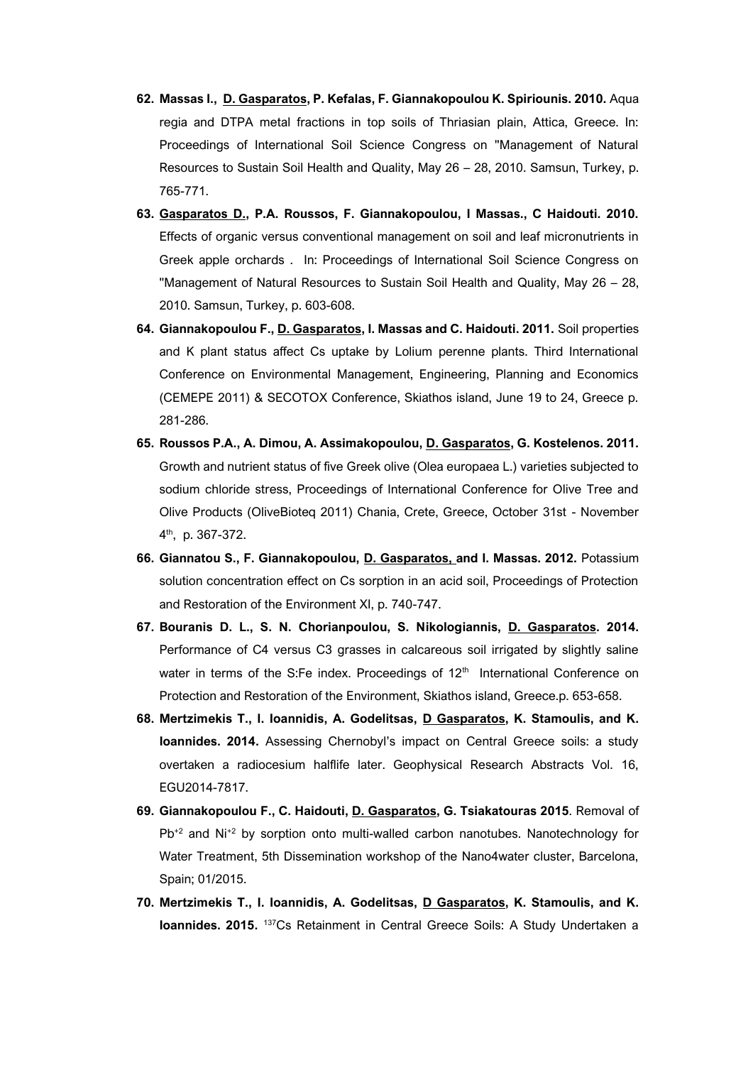62. **Massas I., D. Gasparatos, P. Kefalas, F. Giannakopoulou K. Spiriounis. 2010.** Aqua regia and DTPA metal fractions in top soils of Thriasian plain, Attica, Greece. In: Proceedings of International Soil Science Congress on "Management of Natural Resources to Sustain Soil Health and Quality, May 26 – 28, 2010. Samsun, Turkey, p. 765-771.

63. **Gasparatos D., P.A. Roussos, F. Giannakopoulou, I Massas., C Haidouti. 2010.** Effects of organic versus conventional management on soil and leaf micronutrients in Greek apple orchards . In: Proceedings of International Soil Science Congress on "Management of Natural Resources to Sustain Soil Health and Quality, May 26 – 28, 2010. Samsun, Turkey, p. 603-608.

64. **Giannakopoulou F., D. Gasparatos, I. Massas and C. Haidouti. 2011.** Soil properties and K plant status affect Cs uptake by Lolium perenne plants. Third International Conference on Environmental Management, Engineering, Planning and Economics (CEMEPE 2011) & SECOTOX Conference, Skiathos island, June 19 to 24, Greece p. 281-286.

65. **Roussos P.A., A. Dimou, A. Assimakopoulou, D. Gasparatos, G. Kostelenos. 2011.** Growth and nutrient status of five Greek olive (Olea europaea L.) varieties subjected to sodium chloride stress, Proceedings of International Conference for Olive Tree and Olive Products (OliveBioteq 2011) Chania, Crete, Greece, October 31st - November 4th, p. 367-372.

66. **Giannatou S., F. Giannakopoulou, D. Gasparatos, and I. Massas. 2012.** Potassium solution concentration effect on Cs sorption in an acid soil, Proceedings of Protection and Restoration of the Environment XI, p. 740-747.

67. **Bouranis D. L., S. N. Chorianpoulou, S. Nikologiannis, D. Gasparatos. 2014.** Performance of C4 versus C3 grasses in calcareous soil irrigated by slightly saline water in terms of the S:Fe index. Proceedings of 12th International Conference on Protection and Restoration of the Environment, Skiathos island, Greece.p. 653-658.

68. **Mertzimekis T., I. Ioannidis, A. Godelitsas, D Gasparatos, K. Stamoulis, and K. Ioannides. 2014.** Assessing Chernobyl's impact on Central Greece soils: a study overtaken a radiocesium halflife later. Geophysical Research Abstracts Vol. 16, EGU2014-7817.

69. **Giannakopoulou F., C. Haidouti, D. Gasparatos, G. Tsiakatouras 2015**. Removal of $Pb^{+2}$ and $Ni^{+2}$ by sorption onto multi-walled carbon nanotubes. Nanotechnology for Water Treatment, 5th Dissemination workshop of the Nano4water cluster, Barcelona, Spain; 01/2015.

70. **Mertzimekis T., I. Ioannidis, A. Godelitsas, D Gasparatos, K. Stamoulis, and K. Ioannides. 2015.** $^{137}$Cs Retainment in Central Greece Soils: A Study Undertaken a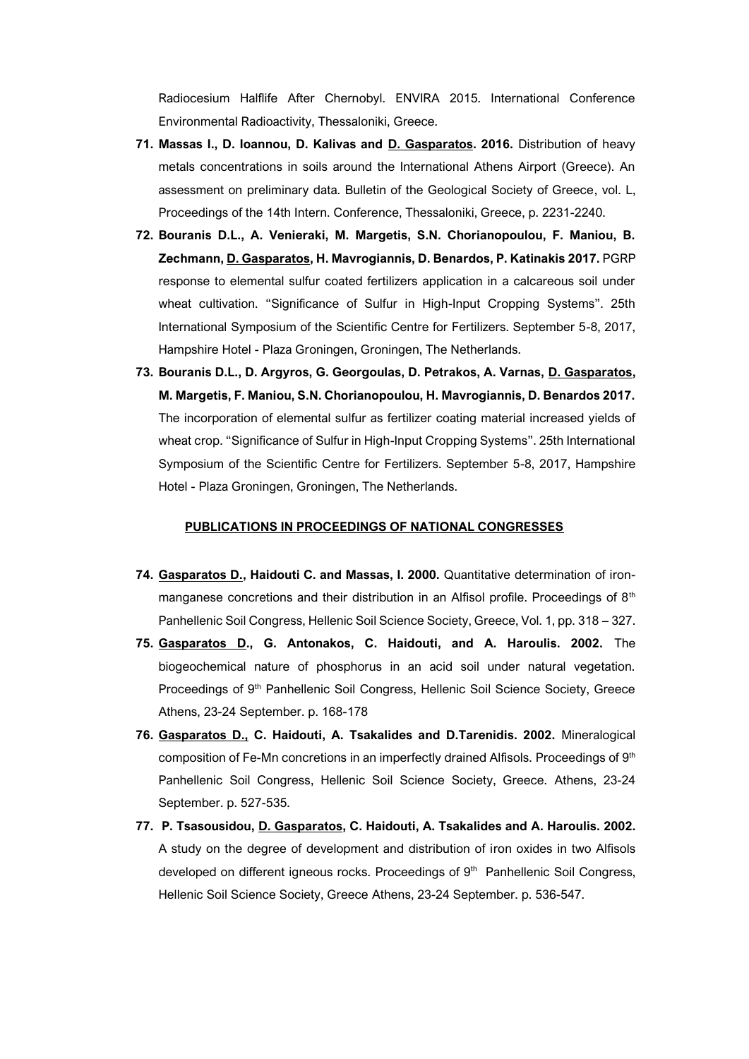Radiocesium Halflife After Chernobyl. ENVIRA 2015. International Conference Environmental Radioactivity, Thessaloniki, Greece.

71. **Massas I., D. Ioannou, D. Kalivas and <u>D. Gasparatos</u>. 2016.** Distribution of heavy metals concentrations in soils around the International Athens Airport (Greece). An assessment on preliminary data. Bulletin of the Geological Society of Greece, vol. L, Proceedings of the 14th Intern. Conference, Thessaloniki, Greece, p. 2231-2240.

72. **Bouranis D.L., A. Venieraki, M. Margetis, S.N. Chorianopoulou, F. Maniou, B. Zechmann, <u>D. Gasparatos</u>, H. Mavrogiannis, D. Benardos, P. Katinakis 2017.** PGRP response to elemental sulfur coated fertilizers application in a calcareous soil under wheat cultivation. "Significance of Sulfur in High-Input Cropping Systems". 25th International Symposium of the Scientific Centre for Fertilizers. September 5-8, 2017, Hampshire Hotel - Plaza Groningen, Groningen, The Netherlands.

73. **Bouranis D.L., D. Argyros, G. Georgoulas, D. Petrakos, A. Varnas, <u>D. Gasparatos</u>, M. Margetis, F. Maniou, S.N. Chorianopoulou, H. Mavrogiannis, D. Benardos 2017.** The incorporation of elemental sulfur as fertilizer coating material increased yields of wheat crop. "Significance of Sulfur in High-Input Cropping Systems". 25th International Symposium of the Scientific Centre for Fertilizers. September 5-8, 2017, Hampshire Hotel - Plaza Groningen, Groningen, The Netherlands.

## <u>PUBLICATIONS IN PROCEEDINGS OF NATIONAL CONGRESSES</u>

74. **<u>Gasparatos D.</u>, Haidouti C. and Massas, I. 2000.** Quantitative determination of iron-manganese concretions and their distribution in an Alfisol profile. Proceedings of 8th Panhellenic Soil Congress, Hellenic Soil Science Society, Greece, Vol. 1, pp. 318 – 327.

75. **<u>Gasparatos D</u>., G. Antonakos, C. Haidouti, and A. Haroulis. 2002.** The biogeochemical nature of phosphorus in an acid soil under natural vegetation. Proceedings of 9th Panhellenic Soil Congress, Hellenic Soil Science Society, Greece Athens, 23-24 September. p. 168-178

76. **<u>Gasparatos D.,</u> C. Haidouti, A. Tsakalides and D.Tarenidis. 2002.** Mineralogical composition of Fe-Mn concretions in an imperfectly drained Alfisols. Proceedings of 9th Panhellenic Soil Congress, Hellenic Soil Science Society, Greece. Athens, 23-24 September. p. 527-535.

77. **P. Tsasousidou, <u>D. Gasparatos</u>, C. Haidouti, A. Tsakalides and A. Haroulis. 2002.** A study on the degree of development and distribution of iron oxides in two Alfisols developed on different igneous rocks. Proceedings of 9th Panhellenic Soil Congress, Hellenic Soil Science Society, Greece Athens, 23-24 September. p. 536-547.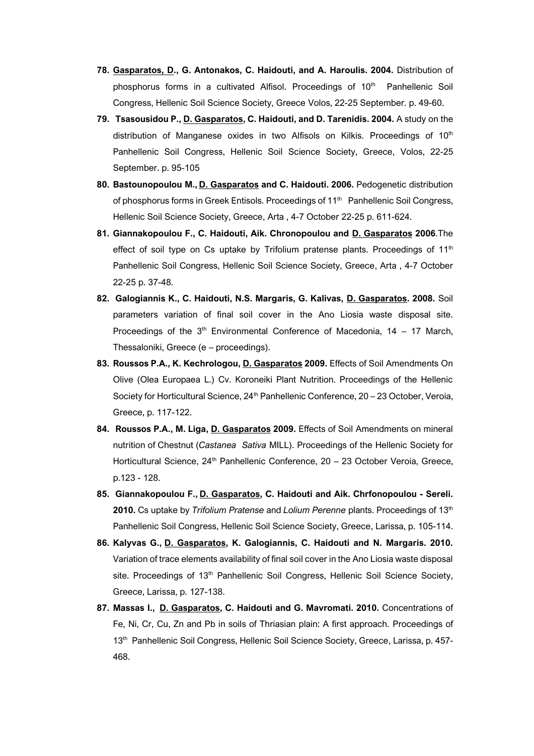78. **<u>Gasparatos, D</u>., G. Antonakos, C. Haidouti, and A. Haroulis. 2004.** Distribution of phosphorus forms in a cultivated Alfisol. Proceedings of 10th Panhellenic Soil Congress, Hellenic Soil Science Society, Greece Volos, 22-25 September. p. 49-60.

79. **Tsasousidou P., <u>D. Gasparatos</u>, C. Haidouti, and D. Tarenidis. 2004.** A study on the distribution of Manganese oxides in two Alfisols on Kilkis. Proceedings of 10th Panhellenic Soil Congress, Hellenic Soil Science Society, Greece, Volos, 22-25 September. p. 95-105

80. **Bastounopoulou M., <u>D. Gasparatos</u> and C. Haidouti. 2006.** Pedogenetic distribution of phosphorus forms in Greek Entisols. Proceedings of 11th Panhellenic Soil Congress, Hellenic Soil Science Society, Greece, Arta , 4-7 October 22-25 p. 611-624.

81. **Giannakopoulou F., C. Haidouti, Aik. Chronopoulou and <u>D. Gasparatos</u> 2006**.The effect of soil type on Cs uptake by Trifolium pratense plants. Proceedings of 11th Panhellenic Soil Congress, Hellenic Soil Science Society, Greece, Arta , 4-7 October 22-25 p. 37-48.

82. **Galogiannis K., C. Haidouti, N.S. Margaris, G. Kalivas, <u>D. Gasparatos</u>. 2008.** Soil parameters variation of final soil cover in the Ano Liosia waste disposal site. Proceedings of the 3th Environmental Conference of Macedonia, 14 – 17 March, Thessaloniki, Greece (e – proceedings).

83. **Roussos P.A., K. Kechrologou, <u>D. Gasparatos</u> 2009.** Effects of Soil Amendments On Olive (Olea Europaea L.) Cv. Koroneiki Plant Nutrition. Proceedings of the Hellenic Society for Horticultural Science, 24th Panhellenic Conference, 20 – 23 October, Veroia, Greece, p. 117-122.

84. **Roussos P.A., M. Liga, <u>D. Gasparatos</u> 2009.** Effects of Soil Amendments on mineral nutrition of Chestnut (*Castanea Sativa* MILL). Proceedings of the Hellenic Society for Horticultural Science, 24th Panhellenic Conference, 20 – 23 October Veroia, Greece, p.123 - 128.

85. **Giannakopoulou F., <u>D. Gasparatos</u>, C. Haidouti and Aik. Chrfonopoulou - Sereli. 2010.** Cs uptake by *Trifolium Pratense* and *Lolium Perenne* plants. Proceedings of 13th Panhellenic Soil Congress, Hellenic Soil Science Society, Greece, Larissa, p. 105-114.

86. **Kalyvas G., <u>D. Gasparatos</u>, K. Galogiannis, C. Haidouti and N. Margaris. 2010.** Variation of trace elements availability of final soil cover in the Ano Liosia waste disposal site. Proceedings of 13th Panhellenic Soil Congress, Hellenic Soil Science Society, Greece, Larissa, p. 127-138.

87. **Massas I., <u>D. Gasparatos</u>, C. Haidouti and G. Mavromati. 2010.** Concentrations of Fe, Ni, Cr, Cu, Zn and Pb in soils of Thriasian plain: A first approach. Proceedings of 13th Panhellenic Soil Congress, Hellenic Soil Science Society, Greece, Larissa, p. 457-468.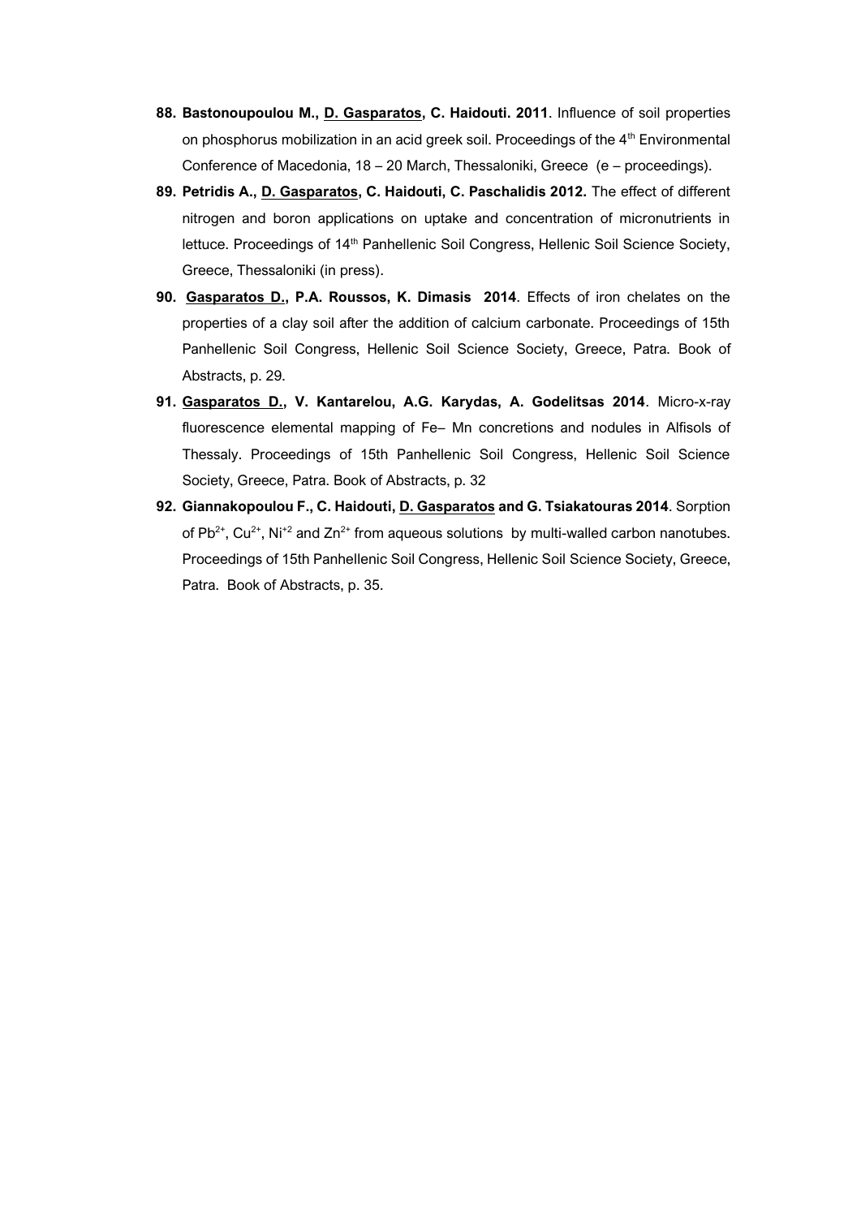88. **Bastonoupoulou M., D. Gasparatos, C. Haidouti. 2011**. Influence of soil properties on phosphorus mobilization in an acid greek soil. Proceedings of the 4th Environmental Conference of Macedonia, 18 – 20 March, Thessaloniki, Greece (e – proceedings).

89. **Petridis A., D. Gasparatos, C. Haidouti, C. Paschalidis 2012.** The effect of different nitrogen and boron applications on uptake and concentration of micronutrients in lettuce. Proceedings of 14th Panhellenic Soil Congress, Hellenic Soil Science Society, Greece, Thessaloniki (in press).

90. **Gasparatos D., P.A. Roussos, K. Dimasis 2014**. Effects of iron chelates on the properties of a clay soil after the addition of calcium carbonate. Proceedings of 15th Panhellenic Soil Congress, Hellenic Soil Science Society, Greece, Patra. Book of Abstracts, p. 29.

91. **Gasparatos D., V. Kantarelou, A.G. Karydas, A. Godelitsas 2014**. Micro-x-ray fluorescence elemental mapping of Fe– Mn concretions and nodules in Alfisols of Thessaly. Proceedings of 15th Panhellenic Soil Congress, Hellenic Soil Science Society, Greece, Patra. Book of Abstracts, p. 32

92. **Giannakopoulou F., C. Haidouti, D. Gasparatos and G. Tsiakatouras 2014**. Sorption of $Pb^{2+}$, $Cu^{2+}$, $Ni^{+2}$ and $Zn^{2+}$ from aqueous solutions by multi-walled carbon nanotubes. Proceedings of 15th Panhellenic Soil Congress, Hellenic Soil Science Society, Greece, Patra. Book of Abstracts, p. 35.